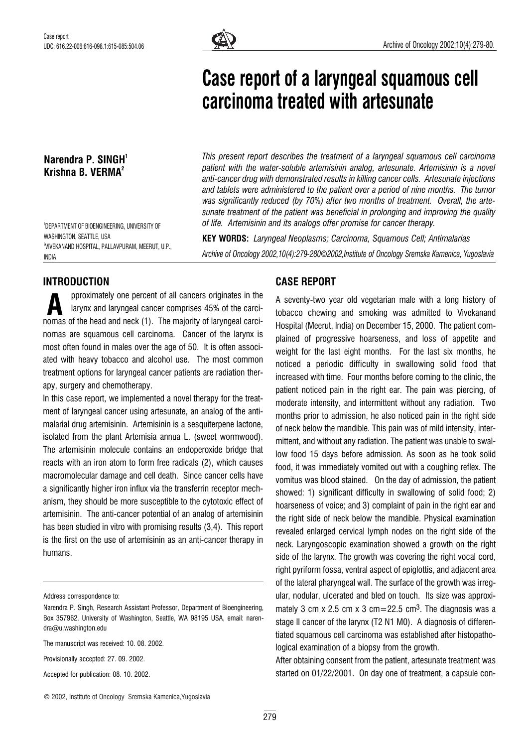Case report
UDC: 616.22-006:616-098.1:615-085:504.06

# Case report of a laryngeal squamous cell carcinoma treated with artesunate

**Narendra P. SINGH**[1]
**Krishna B. VERMA**[2]

[1]DEPARTMENT OF BIOENGINEERING, UNIVERSITY OF WASHINGTON, SEATTLE, USA
[2]VIVEKANAND HOSPITAL, PALLAVPURAM, MEERUT, U.P., INDIA

*This present report describes the treatment of a laryngeal squamous cell carcinoma patient with the water-soluble artemisinin analog, artesunate. Artemisinin is a novel anti-cancer drug with demonstrated results in killing cancer cells. Artesunate injections and tablets were administered to the patient over a period of nine months. The tumor was significantly reduced (by 70%) after two months of treatment. Overall, the artesunate treatment of the patient was beneficial in prolonging and improving the quality of life. Artemisinin and its analogs offer promise for cancer therapy.*

**KEY WORDS:** *Laryngeal Neoplasms; Carcinoma, Squamous Cell; Antimalarias*

*Archive of Oncology 2002,10(4):279-280©2002,Institute of Oncology Sremska Kamenica, Yugoslavia*

## INTRODUCTION

Approximately one percent of all cancers originates in the larynx and laryngeal cancer comprises 45% of the carcinomas of the head and neck (1). The majority of laryngeal carcinomas are squamous cell carcinoma. Cancer of the larynx is most often found in males over the age of 50. It is often associated with heavy tobacco and alcohol use. The most common treatment options for laryngeal cancer patients are radiation therapy, surgery and chemotherapy.

In this case report, we implemented a novel therapy for the treatment of laryngeal cancer using artesunate, an analog of the antimalarial drug artemisinin. Artemisinin is a sesquiterpene lactone, isolated from the plant Artemisia annua L. (sweet wormwood). The artemisinin molecule contains an endoperoxide bridge that reacts with an iron atom to form free radicals (2), which causes macromolecular damage and cell death. Since cancer cells have a significantly higher iron influx via the transferrin receptor mechanism, they should be more susceptible to the cytotoxic effect of artemisinin. The anti-cancer potential of an analog of artemisinin has been studied in vitro with promising results (3,4). This report is the first on the use of artemisinin as an anti-cancer therapy in humans.

Address correspondence to:

Narendra P. Singh, Research Assistant Professor, Department of Bioengineering, Box 357962. University of Washington, Seattle, WA 98195 USA, email: narendra@u.washington.edu

The manuscript was received: 10. 08. 2002.

Provisionally accepted: 27. 09. 2002.

Accepted for publication: 08. 10. 2002.

© 2002, Institute of Oncology Sremska Kamenica,Yugoslavia

## CASE REPORT

A seventy-two year old vegetarian male with a long history of tobacco chewing and smoking was admitted to Vivekanand Hospital (Meerut, India) on December 15, 2000. The patient complained of progressive hoarseness, and loss of appetite and weight for the last eight months. For the last six months, he noticed a periodic difficulty in swallowing solid food that increased with time. Four months before coming to the clinic, the patient noticed pain in the right ear. The pain was piercing, of moderate intensity, and intermittent without any radiation. Two months prior to admission, he also noticed pain in the right side of neck below the mandible. This pain was of mild intensity, intermittent, and without any radiation. The patient was unable to swallow food 15 days before admission. As soon as he took solid food, it was immediately vomited out with a coughing reflex. The vomitus was blood stained. On the day of admission, the patient showed: 1) significant difficulty in swallowing of solid food; 2) hoarseness of voice; and 3) complaint of pain in the right ear and the right side of neck below the mandible. Physical examination revealed enlarged cervical lymph nodes on the right side of the neck. Laryngoscopic examination showed a growth on the right side of the larynx. The growth was covering the right vocal cord, right pyriform fossa, ventral aspect of epiglottis, and adjacent area of the lateral pharyngeal wall. The surface of the growth was irregular, nodular, ulcerated and bled on touch. Its size was approximately 3 cm x 2.5 cm x 3 cm=22.5 cm$^3$. The diagnosis was a stage II cancer of the larynx (T2 N1 M0). A diagnosis of differentiated squamous cell carcinoma was established after histopathological examination of a biopsy from the growth.

After obtaining consent from the patient, artesunate treatment was started on 01/22/2001. On day one of treatment, a capsule con-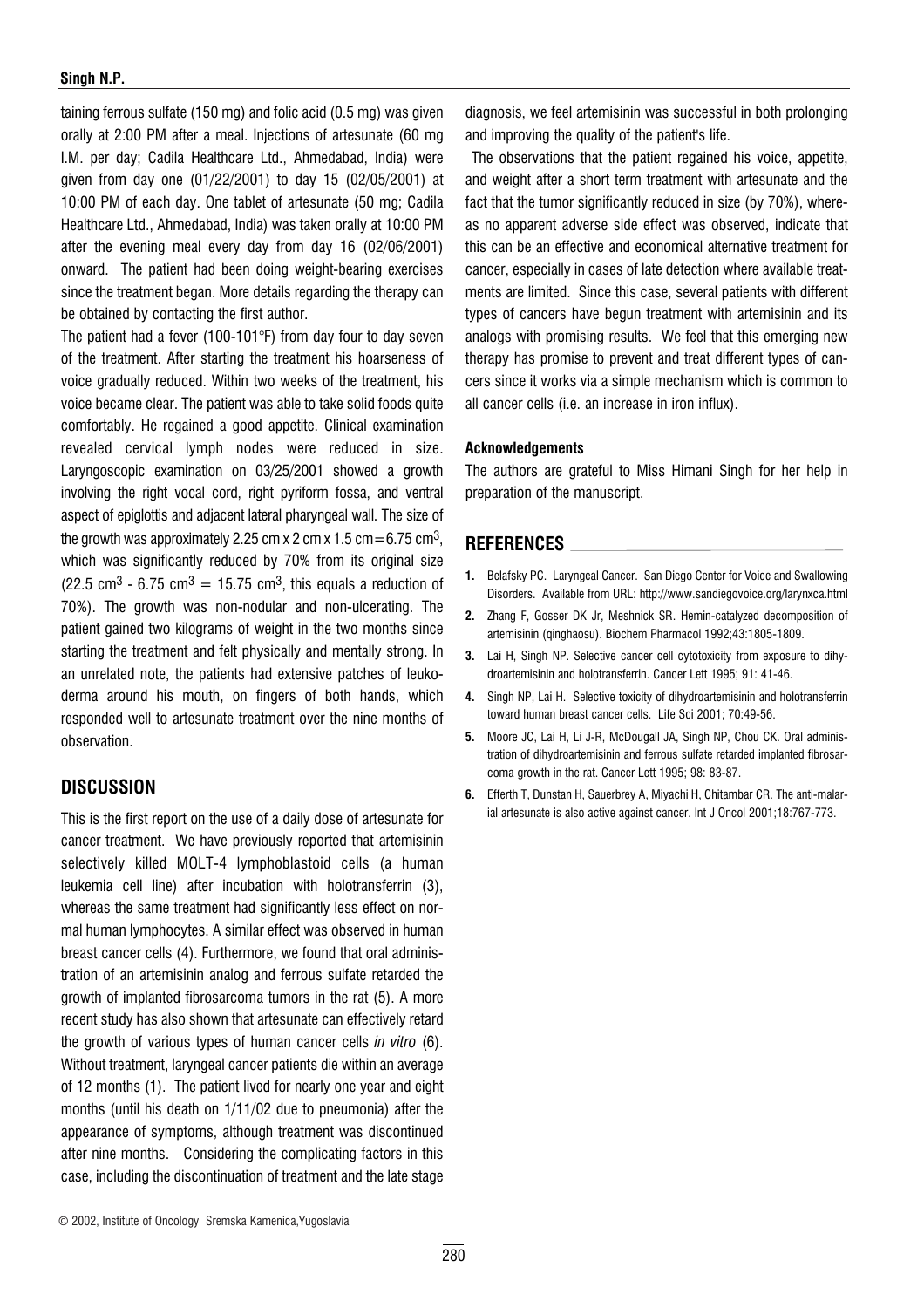taining ferrous sulfate (150 mg) and folic acid (0.5 mg) was given orally at 2:00 PM after a meal. Injections of artesunate (60 mg I.M. per day; Cadila Healthcare Ltd., Ahmedabad, India) were given from day one (01/22/2001) to day 15 (02/05/2001) at 10:00 PM of each day. One tablet of artesunate (50 mg; Cadila Healthcare Ltd., Ahmedabad, India) was taken orally at 10:00 PM after the evening meal every day from day 16 (02/06/2001) onward. The patient had been doing weight-bearing exercises since the treatment began. More details regarding the therapy can be obtained by contacting the first author.

The patient had a fever (100-101°F) from day four to day seven of the treatment. After starting the treatment his hoarseness of voice gradually reduced. Within two weeks of the treatment, his voice became clear. The patient was able to take solid foods quite comfortably. He regained a good appetite. Clinical examination revealed cervical lymph nodes were reduced in size. Laryngoscopic examination on 03/25/2001 showed a growth involving the right vocal cord, right pyriform fossa, and ventral aspect of epiglottis and adjacent lateral pharyngeal wall. The size of the growth was approximately 2.25 cm x 2 cm x 1.5 cm $= 6.75$ cm$^3$, which was significantly reduced by 70% from its original size (22.5 cm$^3$ - 6.75 cm$^3$ $=$ 15.75 cm$^3$, this equals a reduction of 70%). The growth was non-nodular and non-ulcerating. The patient gained two kilograms of weight in the two months since starting the treatment and felt physically and mentally strong. In an unrelated note, the patients had extensive patches of leukoderma around his mouth, on fingers of both hands, which responded well to artesunate treatment over the nine months of observation.

## DISCUSSION

This is the first report on the use of a daily dose of artesunate for cancer treatment. We have previously reported that artemisinin selectively killed MOLT-4 lymphoblastoid cells (a human leukemia cell line) after incubation with holotransferrin (3), whereas the same treatment had significantly less effect on normal human lymphocytes. A similar effect was observed in human breast cancer cells (4). Furthermore, we found that oral administration of an artemisinin analog and ferrous sulfate retarded the growth of implanted fibrosarcoma tumors in the rat (5). A more recent study has also shown that artesunate can effectively retard the growth of various types of human cancer cells *in vitro* (6). Without treatment, laryngeal cancer patients die within an average of 12 months (1). The patient lived for nearly one year and eight months (until his death on 1/11/02 due to pneumonia) after the appearance of symptoms, although treatment was discontinued after nine months. Considering the complicating factors in this case, including the discontinuation of treatment and the late stage diagnosis, we feel artemisinin was successful in both prolonging and improving the quality of the patient's life.

The observations that the patient regained his voice, appetite, and weight after a short term treatment with artesunate and the fact that the tumor significantly reduced in size (by 70%), whereas no apparent adverse side effect was observed, indicate that this can be an effective and economical alternative treatment for cancer, especially in cases of late detection where available treatments are limited. Since this case, several patients with different types of cancers have begun treatment with artemisinin and its analogs with promising results. We feel that this emerging new therapy has promise to prevent and treat different types of cancers since it works via a simple mechanism which is common to all cancer cells (i.e. an increase in iron influx).

#### Acknowledgements

The authors are grateful to Miss Himani Singh for her help in preparation of the manuscript.

## REFERENCES

1. Belafsky PC. Laryngeal Cancer. San Diego Center for Voice and Swallowing Disorders. Available from URL: http://www.sandiegovoice.org/larynxca.html
2. Zhang F, Gosser DK Jr, Meshnick SR. Hemin-catalyzed decomposition of artemisinin (qinghaosu). Biochem Pharmacol 1992;43:1805-1809.
3. Lai H, Singh NP. Selective cancer cell cytotoxicity from exposure to dihydroartemisinin and holotransferrin. Cancer Lett 1995; 91: 41-46.
4. Singh NP, Lai H. Selective toxicity of dihydroartemisinin and holotransferrin toward human breast cancer cells. Life Sci 2001; 70:49-56.
5. Moore JC, Lai H, Li J-R, McDougall JA, Singh NP, Chou CK. Oral administration of dihydroartemisinin and ferrous sulfate retarded implanted fibrosarcoma growth in the rat. Cancer Lett 1995; 98: 83-87.
6. Efferth T, Dunstan H, Sauerbrey A, Miyachi H, Chitambar CR. The anti-malarial artesunate is also active against cancer. Int J Oncol 2001;18:767-773.